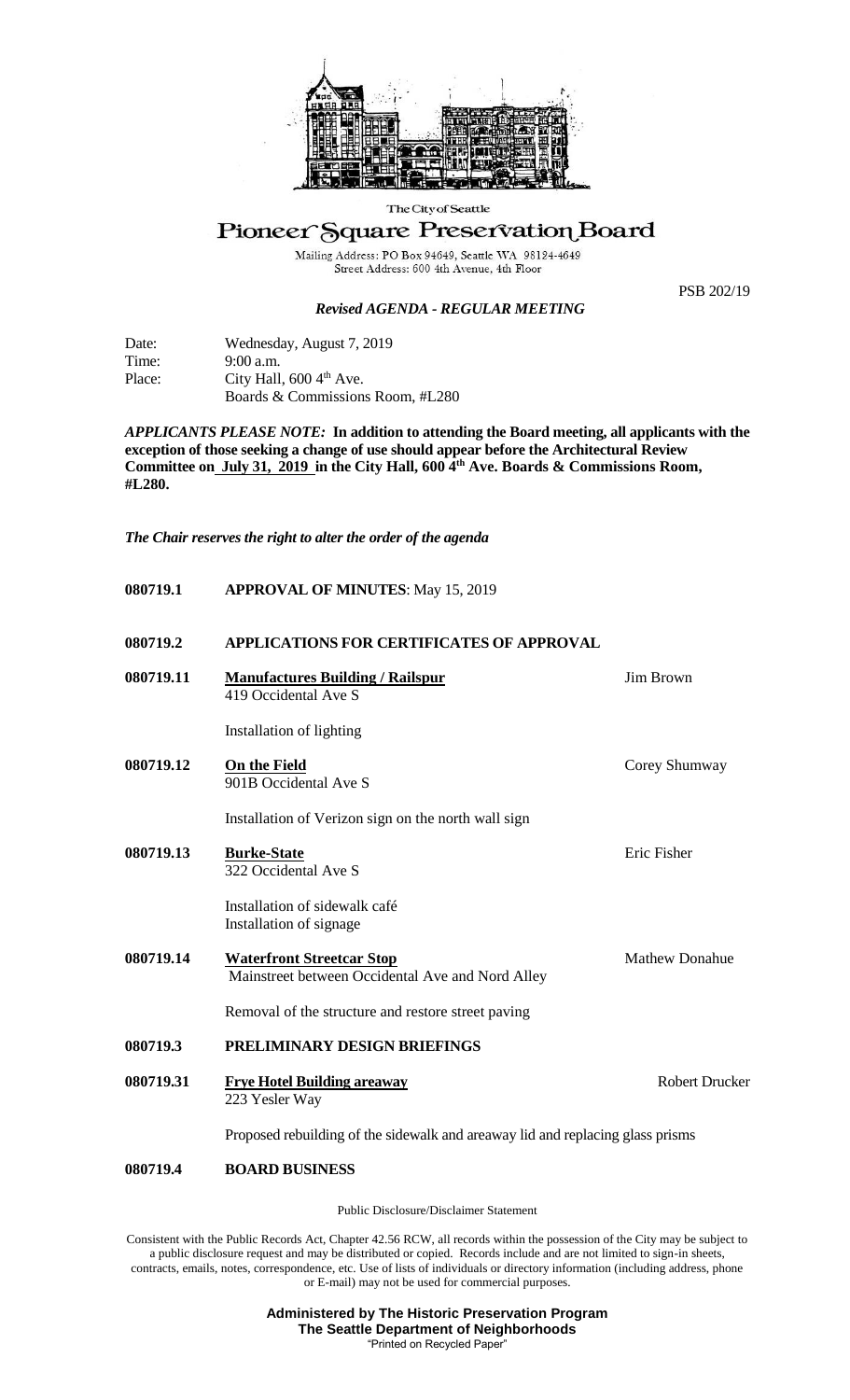The City of Seattle

# Pioneer Square Preservation Board

Mailing Address: PO Box 94649, Seattle WA 98124-4649
Street Address: 600 4th Avenue, 4th Floor

PSB 202/19

## *Revised AGENDA - REGULAR MEETING*

Date: Wednesday, August 7, 2019
Time: 9:00 a.m.
Place: City Hall, 600 4th Ave.
Boards & Commissions Room, #L280

***APPLICANTS PLEASE NOTE:*** **In addition to attending the Board meeting, all applicants with the exception of those seeking a change of use should appear before the Architectural Review Committee on July 31, 2019 in the City Hall, 600 4th Ave. Boards & Commissions Room, #L280.**

*The Chair reserves the right to alter the order of the agenda*

**080719.1 APPROVAL OF MINUTES**: May 15, 2019

**080719.2 APPLICATIONS FOR CERTIFICATES OF APPROVAL**

**080719.11 Manufactures Building / Railspur** — Jim Brown
419 Occidental Ave S

Installation of lighting

**080719.12 On the Field** — Corey Shumway
901B Occidental Ave S

Installation of Verizon sign on the north wall sign

**080719.13 Burke-State** — Eric Fisher
322 Occidental Ave S

Installation of sidewalk café
Installation of signage

**080719.14 Waterfront Streetcar Stop** — Mathew Donahue
Mainstreet between Occidental Ave and Nord Alley

Removal of the structure and restore street paving

**080719.3 PRELIMINARY DESIGN BRIEFINGS**

**080719.31 Frye Hotel Building areaway** — Robert Drucker
223 Yesler Way

Proposed rebuilding of the sidewalk and areaway lid and replacing glass prisms

**080719.4 BOARD BUSINESS**

Public Disclosure/Disclaimer Statement

Consistent with the Public Records Act, Chapter 42.56 RCW, all records within the possession of the City may be subject to a public disclosure request and may be distributed or copied. Records include and are not limited to sign-in sheets, contracts, emails, notes, correspondence, etc. Use of lists of individuals or directory information (including address, phone or E-mail) may not be used for commercial purposes.

**Administered by The Historic Preservation Program**
**The Seattle Department of Neighborhoods**
"Printed on Recycled Paper"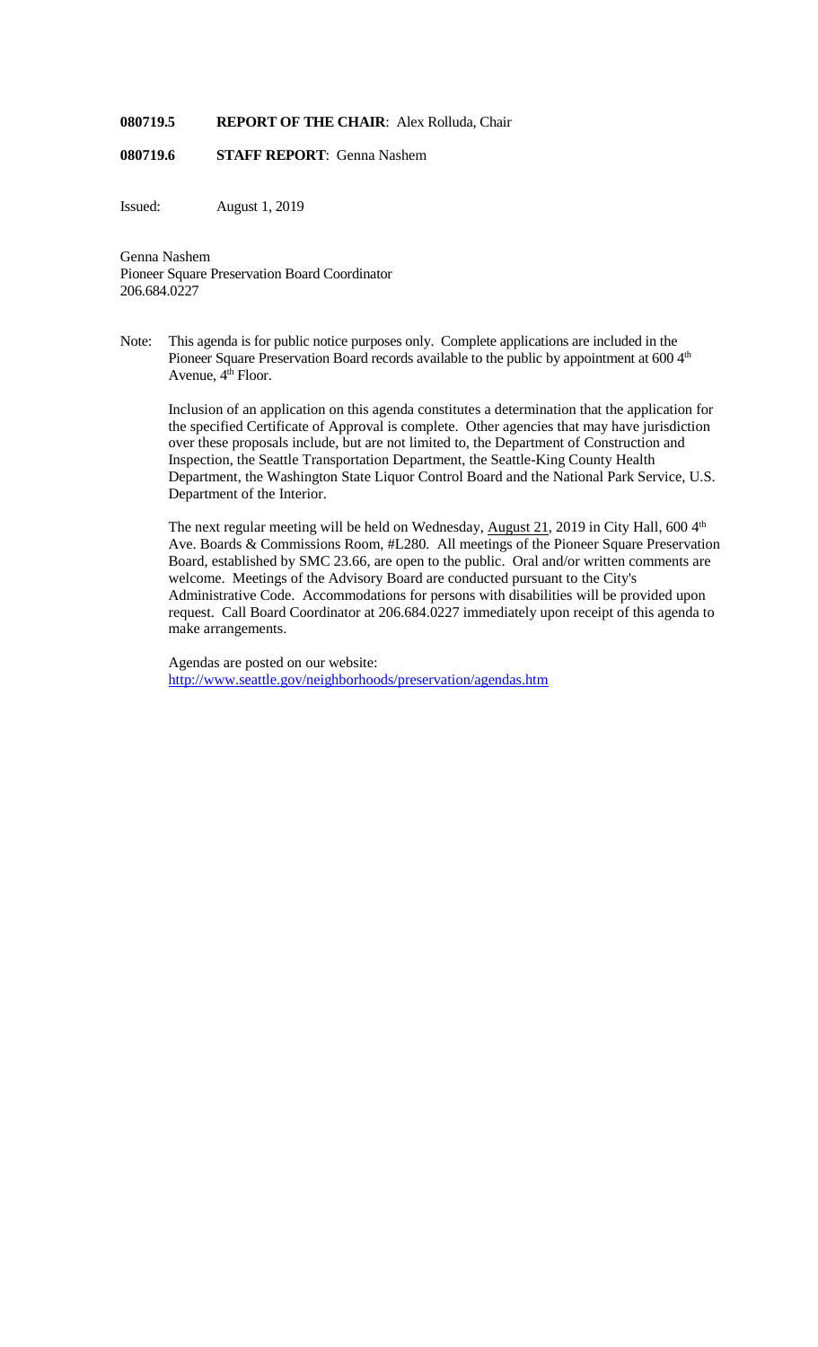**080719.5 REPORT OF THE CHAIR**: Alex Rolluda, Chair

**080719.6 STAFF REPORT**: Genna Nashem

Issued: August 1, 2019

Genna Nashem
Pioneer Square Preservation Board Coordinator
206.684.0227

Note: This agenda is for public notice purposes only. Complete applications are included in the Pioneer Square Preservation Board records available to the public by appointment at 600 4th Avenue, 4th Floor.

Inclusion of an application on this agenda constitutes a determination that the application for the specified Certificate of Approval is complete. Other agencies that may have jurisdiction over these proposals include, but are not limited to, the Department of Construction and Inspection, the Seattle Transportation Department, the Seattle-King County Health Department, the Washington State Liquor Control Board and the National Park Service, U.S. Department of the Interior.

The next regular meeting will be held on Wednesday, August 21, 2019 in City Hall, 600 4th Ave. Boards & Commissions Room, #L280. All meetings of the Pioneer Square Preservation Board, established by SMC 23.66, are open to the public. Oral and/or written comments are welcome. Meetings of the Advisory Board are conducted pursuant to the City's Administrative Code. Accommodations for persons with disabilities will be provided upon request. Call Board Coordinator at 206.684.0227 immediately upon receipt of this agenda to make arrangements.

Agendas are posted on our website:
http://www.seattle.gov/neighborhoods/preservation/agendas.htm